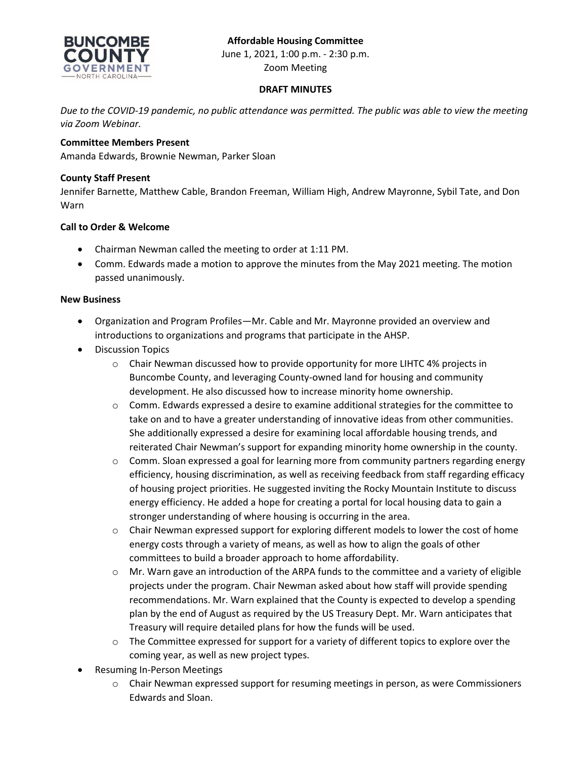**Affordable Housing Committee**
June 1, 2021, 1:00 p.m. - 2:30 p.m.
Zoom Meeting

**DRAFT MINUTES**

*Due to the COVID-19 pandemic, no public attendance was permitted. The public was able to view the meeting via Zoom Webinar.*

**Committee Members Present**
Amanda Edwards, Brownie Newman, Parker Sloan

**County Staff Present**
Jennifer Barnette, Matthew Cable, Brandon Freeman, William High, Andrew Mayronne, Sybil Tate, and Don Warn

**Call to Order & Welcome**

- Chairman Newman called the meeting to order at 1:11 PM.
- Comm. Edwards made a motion to approve the minutes from the May 2021 meeting. The motion passed unanimously.

**New Business**

- Organization and Program Profiles—Mr. Cable and Mr. Mayronne provided an overview and introductions to organizations and programs that participate in the AHSP.
- Discussion Topics
  - Chair Newman discussed how to provide opportunity for more LIHTC 4% projects in Buncombe County, and leveraging County-owned land for housing and community development. He also discussed how to increase minority home ownership.
  - Comm. Edwards expressed a desire to examine additional strategies for the committee to take on and to have a greater understanding of innovative ideas from other communities. She additionally expressed a desire for examining local affordable housing trends, and reiterated Chair Newman's support for expanding minority home ownership in the county.
  - Comm. Sloan expressed a goal for learning more from community partners regarding energy efficiency, housing discrimination, as well as receiving feedback from staff regarding efficacy of housing project priorities. He suggested inviting the Rocky Mountain Institute to discuss energy efficiency. He added a hope for creating a portal for local housing data to gain a stronger understanding of where housing is occurring in the area.
  - Chair Newman expressed support for exploring different models to lower the cost of home energy costs through a variety of means, as well as how to align the goals of other committees to build a broader approach to home affordability.
  - Mr. Warn gave an introduction of the ARPA funds to the committee and a variety of eligible projects under the program. Chair Newman asked about how staff will provide spending recommendations. Mr. Warn explained that the County is expected to develop a spending plan by the end of August as required by the US Treasury Dept. Mr. Warn anticipates that Treasury will require detailed plans for how the funds will be used.
  - The Committee expressed for support for a variety of different topics to explore over the coming year, as well as new project types.
- Resuming In-Person Meetings
  - Chair Newman expressed support for resuming meetings in person, as were Commissioners Edwards and Sloan.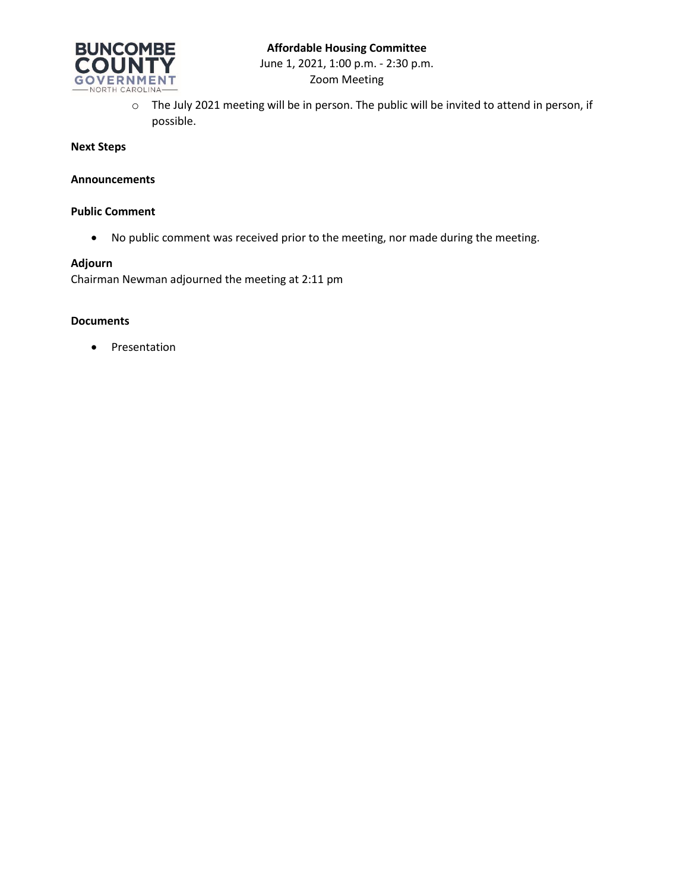- The July 2021 meeting will be in person. The public will be invited to attend in person, if possible.

**Next Steps**

**Announcements**

**Public Comment**

- No public comment was received prior to the meeting, nor made during the meeting.

**Adjourn**

Chairman Newman adjourned the meeting at 2:11 pm

**Documents**

- Presentation